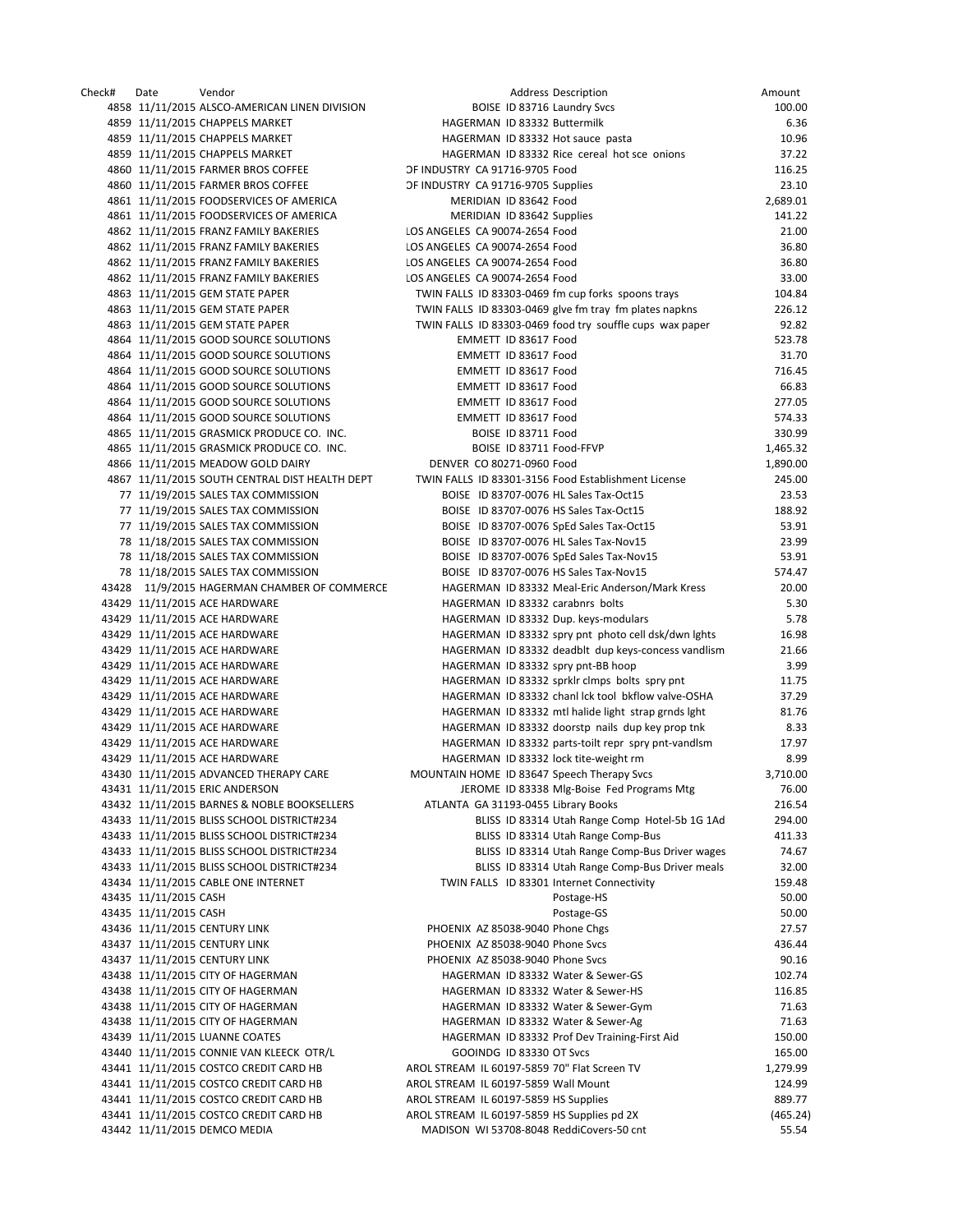| Check# | Date | Vendor | Address | Description | Amount |
|---|---|---|---|---|---|
| 4858 | 11/11/2015 | ALSCO-AMERICAN LINEN DIVISION | BOISE ID 83716 | Laundry Svcs | 100.00 |
| 4859 | 11/11/2015 | CHAPPELS MARKET | HAGERMAN ID 83332 | Buttermilk | 6.36 |
| 4859 | 11/11/2015 | CHAPPELS MARKET | HAGERMAN ID 83332 | Hot sauce pasta | 10.96 |
| 4859 | 11/11/2015 | CHAPPELS MARKET | HAGERMAN ID 83332 | Rice cereal hot sce onions | 37.22 |
| 4860 | 11/11/2015 | FARMER BROS COFFEE | OF INDUSTRY CA 91716-9705 | Food | 116.25 |
| 4860 | 11/11/2015 | FARMER BROS COFFEE | OF INDUSTRY CA 91716-9705 | Supplies | 23.10 |
| 4861 | 11/11/2015 | FOODSERVICES OF AMERICA | MERIDIAN ID 83642 | Food | 2,689.01 |
| 4861 | 11/11/2015 | FOODSERVICES OF AMERICA | MERIDIAN ID 83642 | Supplies | 141.22 |
| 4862 | 11/11/2015 | FRANZ FAMILY BAKERIES | LOS ANGELES CA 90074-2654 | Food | 21.00 |
| 4862 | 11/11/2015 | FRANZ FAMILY BAKERIES | LOS ANGELES CA 90074-2654 | Food | 36.80 |
| 4862 | 11/11/2015 | FRANZ FAMILY BAKERIES | LOS ANGELES CA 90074-2654 | Food | 36.80 |
| 4862 | 11/11/2015 | FRANZ FAMILY BAKERIES | LOS ANGELES CA 90074-2654 | Food | 33.00 |
| 4863 | 11/11/2015 | GEM STATE PAPER | TWIN FALLS ID 83303-0469 | fm cup forks spoons trays | 104.84 |
| 4863 | 11/11/2015 | GEM STATE PAPER | TWIN FALLS ID 83303-0469 | glve fm tray fm plates napkns | 226.12 |
| 4863 | 11/11/2015 | GEM STATE PAPER | TWIN FALLS ID 83303-0469 | food try souffle cups wax paper | 92.82 |
| 4864 | 11/11/2015 | GOOD SOURCE SOLUTIONS | EMMETT ID 83617 | Food | 523.78 |
| 4864 | 11/11/2015 | GOOD SOURCE SOLUTIONS | EMMETT ID 83617 | Food | 31.70 |
| 4864 | 11/11/2015 | GOOD SOURCE SOLUTIONS | EMMETT ID 83617 | Food | 716.45 |
| 4864 | 11/11/2015 | GOOD SOURCE SOLUTIONS | EMMETT ID 83617 | Food | 66.83 |
| 4864 | 11/11/2015 | GOOD SOURCE SOLUTIONS | EMMETT ID 83617 | Food | 277.05 |
| 4864 | 11/11/2015 | GOOD SOURCE SOLUTIONS | EMMETT ID 83617 | Food | 574.33 |
| 4865 | 11/11/2015 | GRASMICK PRODUCE CO. INC. | BOISE ID 83711 | Food | 330.99 |
| 4865 | 11/11/2015 | GRASMICK PRODUCE CO. INC. | BOISE ID 83711 | Food-FFVP | 1,465.32 |
| 4866 | 11/11/2015 | MEADOW GOLD DAIRY | DENVER CO 80271-0960 | Food | 1,890.00 |
| 4867 | 11/11/2015 | SOUTH CENTRAL DIST HEALTH DEPT | TWIN FALLS ID 83301-3156 | Food Establishment License | 245.00 |
| 77 | 11/19/2015 | SALES TAX COMMISSION | BOISE ID 83707-0076 | HL Sales Tax-Oct15 | 23.53 |
| 77 | 11/19/2015 | SALES TAX COMMISSION | BOISE ID 83707-0076 | HS Sales Tax-Oct15 | 188.92 |
| 77 | 11/19/2015 | SALES TAX COMMISSION | BOISE ID 83707-0076 | SpEd Sales Tax-Oct15 | 53.91 |
| 78 | 11/18/2015 | SALES TAX COMMISSION | BOISE ID 83707-0076 | HL Sales Tax-Nov15 | 23.99 |
| 78 | 11/18/2015 | SALES TAX COMMISSION | BOISE ID 83707-0076 | SpEd Sales Tax-Nov15 | 53.91 |
| 78 | 11/18/2015 | SALES TAX COMMISSION | BOISE ID 83707-0076 | HS Sales Tax-Nov15 | 574.47 |
| 43428 | 11/9/2015 | HAGERMAN CHAMBER OF COMMERCE | HAGERMAN ID 83332 | Meal-Eric Anderson/Mark Kress | 20.00 |
| 43429 | 11/11/2015 | ACE HARDWARE | HAGERMAN ID 83332 | carabnrs bolts | 5.30 |
| 43429 | 11/11/2015 | ACE HARDWARE | HAGERMAN ID 83332 | Dup. keys-modulars | 5.78 |
| 43429 | 11/11/2015 | ACE HARDWARE | HAGERMAN ID 83332 | spry pnt photo cell dsk/dwn lghts | 16.98 |
| 43429 | 11/11/2015 | ACE HARDWARE | HAGERMAN ID 83332 | deadblt dup keys-concess vandlism | 21.66 |
| 43429 | 11/11/2015 | ACE HARDWARE | HAGERMAN ID 83332 | spry pnt-BB hoop | 3.99 |
| 43429 | 11/11/2015 | ACE HARDWARE | HAGERMAN ID 83332 | sprklr clmps bolts spry pnt | 11.75 |
| 43429 | 11/11/2015 | ACE HARDWARE | HAGERMAN ID 83332 | chanl lck tool bkflow valve-OSHA | 37.29 |
| 43429 | 11/11/2015 | ACE HARDWARE | HAGERMAN ID 83332 | mtl halide light strap grnds lght | 81.76 |
| 43429 | 11/11/2015 | ACE HARDWARE | HAGERMAN ID 83332 | doorstp nails dup key prop tnk | 8.33 |
| 43429 | 11/11/2015 | ACE HARDWARE | HAGERMAN ID 83332 | parts-toilt repr spry pnt-vandlsm | 17.97 |
| 43429 | 11/11/2015 | ACE HARDWARE | HAGERMAN ID 83332 | lock tite-weight rm | 8.99 |
| 43430 | 11/11/2015 | ADVANCED THERAPY CARE | MOUNTAIN HOME ID 83647 | Speech Therapy Svcs | 3,710.00 |
| 43431 | 11/11/2015 | ERIC ANDERSON | JEROME ID 83338 | Mlg-Boise Fed Programs Mtg | 76.00 |
| 43432 | 11/11/2015 | BARNES & NOBLE BOOKSELLERS | ATLANTA GA 31193-0455 | Library Books | 216.54 |
| 43433 | 11/11/2015 | BLISS SCHOOL DISTRICT#234 | BLISS ID 83314 | Utah Range Comp Hotel-5b 1G 1Ad | 294.00 |
| 43433 | 11/11/2015 | BLISS SCHOOL DISTRICT#234 | BLISS ID 83314 | Utah Range Comp-Bus | 411.33 |
| 43433 | 11/11/2015 | BLISS SCHOOL DISTRICT#234 | BLISS ID 83314 | Utah Range Comp-Bus Driver wages | 74.67 |
| 43433 | 11/11/2015 | BLISS SCHOOL DISTRICT#234 | BLISS ID 83314 | Utah Range Comp-Bus Driver meals | 32.00 |
| 43434 | 11/11/2015 | CABLE ONE INTERNET | TWIN FALLS ID 83301 | Internet Connectivity | 159.48 |
| 43435 | 11/11/2015 | CASH | | Postage-HS | 50.00 |
| 43435 | 11/11/2015 | CASH | | Postage-GS | 50.00 |
| 43436 | 11/11/2015 | CENTURY LINK | PHOENIX AZ 85038-9040 | Phone Chgs | 27.57 |
| 43437 | 11/11/2015 | CENTURY LINK | PHOENIX AZ 85038-9040 | Phone Svcs | 436.44 |
| 43437 | 11/11/2015 | CENTURY LINK | PHOENIX AZ 85038-9040 | Phone Svcs | 90.16 |
| 43438 | 11/11/2015 | CITY OF HAGERMAN | HAGERMAN ID 83332 | Water & Sewer-GS | 102.74 |
| 43438 | 11/11/2015 | CITY OF HAGERMAN | HAGERMAN ID 83332 | Water & Sewer-HS | 116.85 |
| 43438 | 11/11/2015 | CITY OF HAGERMAN | HAGERMAN ID 83332 | Water & Sewer-Gym | 71.63 |
| 43438 | 11/11/2015 | CITY OF HAGERMAN | HAGERMAN ID 83332 | Water & Sewer-Ag | 71.63 |
| 43439 | 11/11/2015 | LUANNE COATES | HAGERMAN ID 83332 | Prof Dev Training-First Aid | 150.00 |
| 43440 | 11/11/2015 | CONNIE VAN KLEECK OTR/L | GOOINDG ID 83330 | OT Svcs | 165.00 |
| 43441 | 11/11/2015 | COSTCO CREDIT CARD HB | AROL STREAM IL 60197-5859 | 70" Flat Screen TV | 1,279.99 |
| 43441 | 11/11/2015 | COSTCO CREDIT CARD HB | AROL STREAM IL 60197-5859 | Wall Mount | 124.99 |
| 43441 | 11/11/2015 | COSTCO CREDIT CARD HB | AROL STREAM IL 60197-5859 | HS Supplies | 889.77 |
| 43441 | 11/11/2015 | COSTCO CREDIT CARD HB | AROL STREAM IL 60197-5859 | HS Supplies pd 2X | (465.24) |
| 43442 | 11/11/2015 | DEMCO MEDIA | MADISON WI 53708-8048 | ReddiCovers-50 cnt | 55.54 |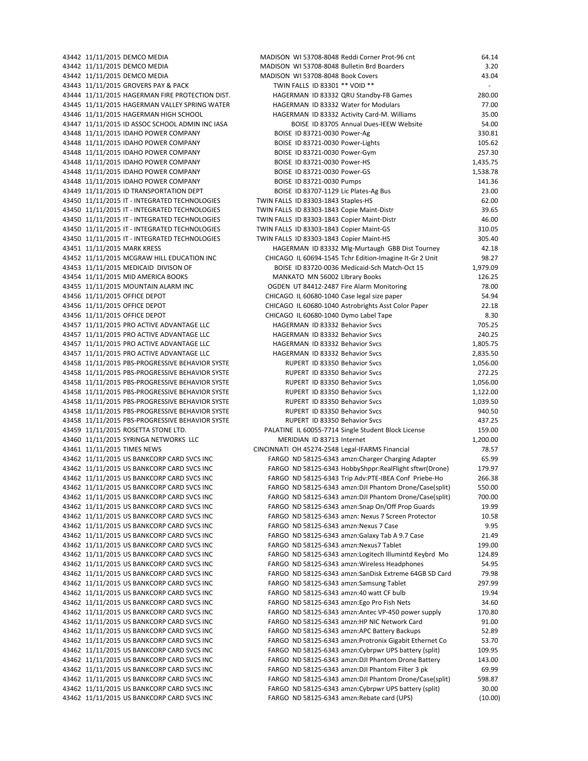| | | | | | |
|---|---|---|---|---|---|
| 43442 | 11/11/2015 | DEMCO MEDIA | MADISON WI 53708-8048 | Reddi Corner Prot-96 cnt | 64.14 |
| 43442 | 11/11/2015 | DEMCO MEDIA | MADISON WI 53708-8048 | Bulletin Brd Boarders | 3.20 |
| 43442 | 11/11/2015 | DEMCO MEDIA | MADISON WI 53708-8048 | Book Covers | 43.04 |
| 43443 | 11/11/2015 | GROVERS PAY & PACK | TWIN FALLS ID 83301 | ** VOID ** | - |
| 43444 | 11/11/2015 | HAGERMAN FIRE PROTECTION DIST. | HAGERMAN ID 83332 | QRU Standby-FB Games | 280.00 |
| 43445 | 11/11/2015 | HAGERMAN VALLEY SPRING WATER | HAGERMAN ID 83332 | Water for Modulars | 77.00 |
| 43446 | 11/11/2015 | HAGERMAN HIGH SCHOOL | HAGERMAN ID 83332 | Activity Card-M. Williams | 35.00 |
| 43447 | 11/11/2015 | ID ASSOC SCHOOL ADMIN INC IASA | BOISE ID 83705 | Annual Dues-IEEW Website | 54.00 |
| 43448 | 11/11/2015 | IDAHO POWER COMPANY | BOISE ID 83721-0030 | Power-Ag | 330.81 |
| 43448 | 11/11/2015 | IDAHO POWER COMPANY | BOISE ID 83721-0030 | Power-Lights | 105.62 |
| 43448 | 11/11/2015 | IDAHO POWER COMPANY | BOISE ID 83721-0030 | Power-Gym | 257.30 |
| 43448 | 11/11/2015 | IDAHO POWER COMPANY | BOISE ID 83721-0030 | Power-HS | 1,435.75 |
| 43448 | 11/11/2015 | IDAHO POWER COMPANY | BOISE ID 83721-0030 | Power-GS | 1,538.78 |
| 43448 | 11/11/2015 | IDAHO POWER COMPANY | BOISE ID 83721-0030 | Pumps | 141.36 |
| 43449 | 11/11/2015 | ID TRANSPORTATION DEPT | BOISE ID 83707-1129 | Lic Plates-Ag Bus | 23.00 |
| 43450 | 11/11/2015 | IT - INTEGRATED TECHNOLOGIES | TWIN FALLS ID 83303-1843 | Staples-HS | 62.00 |
| 43450 | 11/11/2015 | IT - INTEGRATED TECHNOLOGIES | TWIN FALLS ID 83303-1843 | Copie Maint-Distr | 39.65 |
| 43450 | 11/11/2015 | IT - INTEGRATED TECHNOLOGIES | TWIN FALLS ID 83303-1843 | Copier Maint-Distr | 46.00 |
| 43450 | 11/11/2015 | IT - INTEGRATED TECHNOLOGIES | TWIN FALLS ID 83303-1843 | Copier Maint-GS | 310.05 |
| 43450 | 11/11/2015 | IT - INTEGRATED TECHNOLOGIES | TWIN FALLS ID 83303-1843 | Copier Maint-HS | 305.40 |
| 43451 | 11/11/2015 | MARK KRESS | HAGERMAN ID 83332 | Mlg-Murtaugh GBB Dist Tourney | 42.18 |
| 43452 | 11/11/2015 | MCGRAW HILL EDUCATION INC | CHICAGO IL 60694-1545 | Tchr Edition-Imagine It-Gr 2 Unit | 98.27 |
| 43453 | 11/11/2015 | MEDICAID DIVISON OF | BOISE ID 83720-0036 | Medicaid-Sch Match-Oct 15 | 1,979.09 |
| 43454 | 11/11/2015 | MID AMERICA BOOKS | MANKATO MN 56002 | LIbrary Books | 126.25 |
| 43455 | 11/11/2015 | MOUNTAIN ALARM INC | OGDEN UT 84412-2487 | Fire Alarm Monitoring | 78.00 |
| 43456 | 11/11/2015 | OFFICE DEPOT | CHICAGO IL 60680-1040 | Case legal size paper | 54.94 |
| 43456 | 11/11/2015 | OFFICE DEPOT | CHICAGO IL 60680-1040 | Astrobrights Asst Color Paper | 22.18 |
| 43456 | 11/11/2015 | OFFICE DEPOT | CHICAGO IL 60680-1040 | Dymo Label Tape | 8.30 |
| 43457 | 11/11/2015 | PRO ACTIVE ADVANTAGE LLC | HAGERMAN ID 83332 | Behavior Svcs | 705.25 |
| 43457 | 11/11/2015 | PRO ACTIVE ADVANTAGE LLC | HAGERMAN ID 83332 | Behavior Svcs | 240.25 |
| 43457 | 11/11/2015 | PRO ACTIVE ADVANTAGE LLC | HAGERMAN ID 83332 | Behavior Svcs | 1,805.75 |
| 43457 | 11/11/2015 | PRO ACTIVE ADVANTAGE LLC | HAGERMAN ID 83332 | Behavior Svcs | 2,835.50 |
| 43458 | 11/11/2015 | PBS-PROGRESSIVE BEHAVIOR SYSTE | RUPERT ID 83350 | Behavior Svcs | 1,056.00 |
| 43458 | 11/11/2015 | PBS-PROGRESSIVE BEHAVIOR SYSTE | RUPERT ID 83350 | Behavior Svcs | 272.25 |
| 43458 | 11/11/2015 | PBS-PROGRESSIVE BEHAVIOR SYSTE | RUPERT ID 83350 | Behavior Svcs | 1,056.00 |
| 43458 | 11/11/2015 | PBS-PROGRESSIVE BEHAVIOR SYSTE | RUPERT ID 83350 | Behavior Svcs | 1,122.00 |
| 43458 | 11/11/2015 | PBS-PROGRESSIVE BEHAVIOR SYSTE | RUPERT ID 83350 | Behavior Svcs | 1,039.50 |
| 43458 | 11/11/2015 | PBS-PROGRESSIVE BEHAVIOR SYSTE | RUPERT ID 83350 | Behavior Svcs | 940.50 |
| 43458 | 11/11/2015 | PBS-PROGRESSIVE BEHAVIOR SYSTE | RUPERT ID 83350 | Behavior Svcs | 437.25 |
| 43459 | 11/11/2015 | ROSETTA STONE LTD. | PALATINE IL 60055-7714 | Single Student Block License | 159.00 |
| 43460 | 11/11/2015 | SYRINGA NETWORKS LLC | MERIDIAN ID 83713 | Internet | 1,200.00 |
| 43461 | 11/11/2015 | TIMES NEWS | CINCINNATI OH 45274-2548 | Legal-IFARMS Financial | 78.57 |
| 43462 | 11/11/2015 | US BANKCORP CARD SVCS INC | FARGO ND 58125-6343 | amzn:Charger Charging Adapter | 65.99 |
| 43462 | 11/11/2015 | US BANKCORP CARD SVCS INC | FARGO ND 58125-6343 | HobbyShppr:RealFlight sftwr(Drone) | 179.97 |
| 43462 | 11/11/2015 | US BANKCORP CARD SVCS INC | FARGO ND 58125-6343 | Trip Adv:PTE-IBEA Conf Priebe-Ho | 266.38 |
| 43462 | 11/11/2015 | US BANKCORP CARD SVCS INC | FARGO ND 58125-6343 | amzn:DJI Phantom Drone/Case(split) | 550.00 |
| 43462 | 11/11/2015 | US BANKCORP CARD SVCS INC | FARGO ND 58125-6343 | amzn:DJI Phantom Drone/Case(split) | 700.00 |
| 43462 | 11/11/2015 | US BANKCORP CARD SVCS INC | FARGO ND 58125-6343 | amzn:Snap On/Off Prop Guards | 19.99 |
| 43462 | 11/11/2015 | US BANKCORP CARD SVCS INC | FARGO ND 58125-6343 | amzn: Nexus 7 Screen Protector | 10.58 |
| 43462 | 11/11/2015 | US BANKCORP CARD SVCS INC | FARGO ND 58125-6343 | amzn:Nexus 7 Case | 9.95 |
| 43462 | 11/11/2015 | US BANKCORP CARD SVCS INC | FARGO ND 58125-6343 | amzn:Galaxy Tab A 9.7 Case | 21.49 |
| 43462 | 11/11/2015 | US BANKCORP CARD SVCS INC | FARGO ND 58125-6343 | amzn:Nexus7 Tablet | 199.00 |
| 43462 | 11/11/2015 | US BANKCORP CARD SVCS INC | FARGO ND 58125-6343 | amzn:Logitech Illumintd Keybrd Mo | 124.89 |
| 43462 | 11/11/2015 | US BANKCORP CARD SVCS INC | FARGO ND 58125-6343 | amzn:Wireless Headphones | 54.95 |
| 43462 | 11/11/2015 | US BANKCORP CARD SVCS INC | FARGO ND 58125-6343 | amzn:SanDisk Extreme 64GB SD Card | 79.98 |
| 43462 | 11/11/2015 | US BANKCORP CARD SVCS INC | FARGO ND 58125-6343 | amzn:Samsung Tablet | 297.99 |
| 43462 | 11/11/2015 | US BANKCORP CARD SVCS INC | FARGO ND 58125-6343 | amzn:40 watt CF bulb | 19.94 |
| 43462 | 11/11/2015 | US BANKCORP CARD SVCS INC | FARGO ND 58125-6343 | amzn:Ego Pro Fish Nets | 34.60 |
| 43462 | 11/11/2015 | US BANKCORP CARD SVCS INC | FARGO ND 58125-6343 | amzn:Antec VP-450 power supply | 170.80 |
| 43462 | 11/11/2015 | US BANKCORP CARD SVCS INC | FARGO ND 58125-6343 | amzn:HP NIC Network Card | 91.00 |
| 43462 | 11/11/2015 | US BANKCORP CARD SVCS INC | FARGO ND 58125-6343 | amzn:APC Battery Backups | 52.89 |
| 43462 | 11/11/2015 | US BANKCORP CARD SVCS INC | FARGO ND 58125-6343 | amzn:Protronix Gigabit Ethernet Co | 53.70 |
| 43462 | 11/11/2015 | US BANKCORP CARD SVCS INC | FARGO ND 58125-6343 | amzn:Cybrpwr UPS battery (split) | 109.95 |
| 43462 | 11/11/2015 | US BANKCORP CARD SVCS INC | FARGO ND 58125-6343 | amzn:DJI Phantom Drone Battery | 143.00 |
| 43462 | 11/11/2015 | US BANKCORP CARD SVCS INC | FARGO ND 58125-6343 | amzn:DJI Phantom Filter 3 pk | 69.99 |
| 43462 | 11/11/2015 | US BANKCORP CARD SVCS INC | FARGO ND 58125-6343 | amzn:DJI Phantom Drone/Case(split) | 598.87 |
| 43462 | 11/11/2015 | US BANKCORP CARD SVCS INC | FARGO ND 58125-6343 | amzn:Cybrpwr UPS battery (split) | 30.00 |
| 43462 | 11/11/2015 | US BANKCORP CARD SVCS INC | FARGO ND 58125-6343 | amzn:Rebate card (UPS) | (10.00) |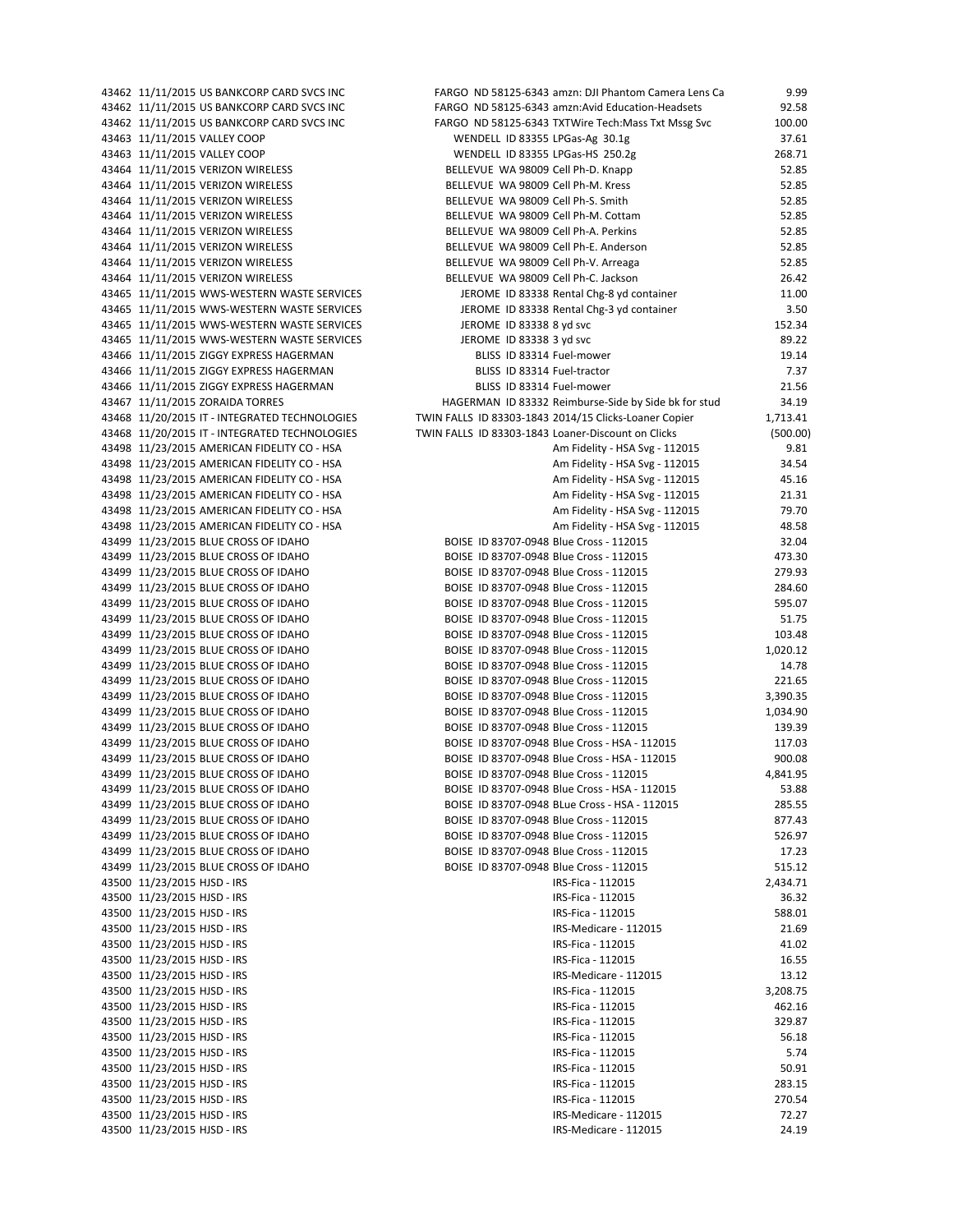| | | | | |
|---|---|---|---|---|
| 43462 | 11/11/2015 | US BANKCORP CARD SVCS INC | FARGO ND 58125-6343 amzn: DJI Phantom Camera Lens Ca | 9.99 |
| 43462 | 11/11/2015 | US BANKCORP CARD SVCS INC | FARGO ND 58125-6343 amzn:Avid Education-Headsets | 92.58 |
| 43462 | 11/11/2015 | US BANKCORP CARD SVCS INC | FARGO ND 58125-6343 TXTWire Tech:Mass Txt Mssg Svc | 100.00 |
| 43463 | 11/11/2015 | VALLEY COOP | WENDELL ID 83355 LPGas-Ag 30.1g | 37.61 |
| 43463 | 11/11/2015 | VALLEY COOP | WENDELL ID 83355 LPGas-HS 250.2g | 268.71 |
| 43464 | 11/11/2015 | VERIZON WIRELESS | BELLEVUE WA 98009 Cell Ph-D. Knapp | 52.85 |
| 43464 | 11/11/2015 | VERIZON WIRELESS | BELLEVUE WA 98009 Cell Ph-M. Kress | 52.85 |
| 43464 | 11/11/2015 | VERIZON WIRELESS | BELLEVUE WA 98009 Cell Ph-S. Smith | 52.85 |
| 43464 | 11/11/2015 | VERIZON WIRELESS | BELLEVUE WA 98009 Cell Ph-M. Cottam | 52.85 |
| 43464 | 11/11/2015 | VERIZON WIRELESS | BELLEVUE WA 98009 Cell Ph-A. Perkins | 52.85 |
| 43464 | 11/11/2015 | VERIZON WIRELESS | BELLEVUE WA 98009 Cell Ph-E. Anderson | 52.85 |
| 43464 | 11/11/2015 | VERIZON WIRELESS | BELLEVUE WA 98009 Cell Ph-V. Arreaga | 52.85 |
| 43464 | 11/11/2015 | VERIZON WIRELESS | BELLEVUE WA 98009 Cell Ph-C. Jackson | 26.42 |
| 43465 | 11/11/2015 | WWS-WESTERN WASTE SERVICES | JEROME ID 83338 Rental Chg-8 yd container | 11.00 |
| 43465 | 11/11/2015 | WWS-WESTERN WASTE SERVICES | JEROME ID 83338 Rental Chg-3 yd container | 3.50 |
| 43465 | 11/11/2015 | WWS-WESTERN WASTE SERVICES | JEROME ID 83338 8 yd svc | 152.34 |
| 43465 | 11/11/2015 | WWS-WESTERN WASTE SERVICES | JEROME ID 83338 3 yd svc | 89.22 |
| 43466 | 11/11/2015 | ZIGGY EXPRESS HAGERMAN | BLISS ID 83314 Fuel-mower | 19.14 |
| 43466 | 11/11/2015 | ZIGGY EXPRESS HAGERMAN | BLISS ID 83314 Fuel-tractor | 7.37 |
| 43466 | 11/11/2015 | ZIGGY EXPRESS HAGERMAN | BLISS ID 83314 Fuel-mower | 21.56 |
| 43467 | 11/11/2015 | ZORAIDA TORRES | HAGERMAN ID 83332 Reimburse-Side by Side bk for stud | 34.19 |
| 43468 | 11/20/2015 | IT - INTEGRATED TECHNOLOGIES | TWIN FALLS ID 83303-1843 2014/15 Clicks-Loaner Copier | 1,713.41 |
| 43468 | 11/20/2015 | IT - INTEGRATED TECHNOLOGIES | TWIN FALLS ID 83303-1843 Loaner-Discount on Clicks | (500.00) |
| 43498 | 11/23/2015 | AMERICAN FIDELITY CO - HSA | Am Fidelity - HSA Svg - 112015 | 9.81 |
| 43498 | 11/23/2015 | AMERICAN FIDELITY CO - HSA | Am Fidelity - HSA Svg - 112015 | 34.54 |
| 43498 | 11/23/2015 | AMERICAN FIDELITY CO - HSA | Am Fidelity - HSA Svg - 112015 | 45.16 |
| 43498 | 11/23/2015 | AMERICAN FIDELITY CO - HSA | Am Fidelity - HSA Svg - 112015 | 21.31 |
| 43498 | 11/23/2015 | AMERICAN FIDELITY CO - HSA | Am Fidelity - HSA Svg - 112015 | 79.70 |
| 43498 | 11/23/2015 | AMERICAN FIDELITY CO - HSA | Am Fidelity - HSA Svg - 112015 | 48.58 |
| 43499 | 11/23/2015 | BLUE CROSS OF IDAHO | BOISE ID 83707-0948 Blue Cross - 112015 | 32.04 |
| 43499 | 11/23/2015 | BLUE CROSS OF IDAHO | BOISE ID 83707-0948 Blue Cross - 112015 | 473.30 |
| 43499 | 11/23/2015 | BLUE CROSS OF IDAHO | BOISE ID 83707-0948 Blue Cross - 112015 | 279.93 |
| 43499 | 11/23/2015 | BLUE CROSS OF IDAHO | BOISE ID 83707-0948 Blue Cross - 112015 | 284.60 |
| 43499 | 11/23/2015 | BLUE CROSS OF IDAHO | BOISE ID 83707-0948 Blue Cross - 112015 | 595.07 |
| 43499 | 11/23/2015 | BLUE CROSS OF IDAHO | BOISE ID 83707-0948 Blue Cross - 112015 | 51.75 |
| 43499 | 11/23/2015 | BLUE CROSS OF IDAHO | BOISE ID 83707-0948 Blue Cross - 112015 | 103.48 |
| 43499 | 11/23/2015 | BLUE CROSS OF IDAHO | BOISE ID 83707-0948 Blue Cross - 112015 | 1,020.12 |
| 43499 | 11/23/2015 | BLUE CROSS OF IDAHO | BOISE ID 83707-0948 Blue Cross - 112015 | 14.78 |
| 43499 | 11/23/2015 | BLUE CROSS OF IDAHO | BOISE ID 83707-0948 Blue Cross - 112015 | 221.65 |
| 43499 | 11/23/2015 | BLUE CROSS OF IDAHO | BOISE ID 83707-0948 Blue Cross - 112015 | 3,390.35 |
| 43499 | 11/23/2015 | BLUE CROSS OF IDAHO | BOISE ID 83707-0948 Blue Cross - 112015 | 1,034.90 |
| 43499 | 11/23/2015 | BLUE CROSS OF IDAHO | BOISE ID 83707-0948 Blue Cross - 112015 | 139.39 |
| 43499 | 11/23/2015 | BLUE CROSS OF IDAHO | BOISE ID 83707-0948 Blue Cross - HSA - 112015 | 117.03 |
| 43499 | 11/23/2015 | BLUE CROSS OF IDAHO | BOISE ID 83707-0948 Blue Cross - HSA - 112015 | 900.08 |
| 43499 | 11/23/2015 | BLUE CROSS OF IDAHO | BOISE ID 83707-0948 Blue Cross - 112015 | 4,841.95 |
| 43499 | 11/23/2015 | BLUE CROSS OF IDAHO | BOISE ID 83707-0948 Blue Cross - HSA - 112015 | 53.88 |
| 43499 | 11/23/2015 | BLUE CROSS OF IDAHO | BOISE ID 83707-0948 BLue Cross - HSA - 112015 | 285.55 |
| 43499 | 11/23/2015 | BLUE CROSS OF IDAHO | BOISE ID 83707-0948 Blue Cross - 112015 | 877.43 |
| 43499 | 11/23/2015 | BLUE CROSS OF IDAHO | BOISE ID 83707-0948 Blue Cross - 112015 | 526.97 |
| 43499 | 11/23/2015 | BLUE CROSS OF IDAHO | BOISE ID 83707-0948 Blue Cross - 112015 | 17.23 |
| 43499 | 11/23/2015 | BLUE CROSS OF IDAHO | BOISE ID 83707-0948 Blue Cross - 112015 | 515.12 |
| 43500 | 11/23/2015 | HJSD - IRS | IRS-Fica - 112015 | 2,434.71 |
| 43500 | 11/23/2015 | HJSD - IRS | IRS-Fica - 112015 | 36.32 |
| 43500 | 11/23/2015 | HJSD - IRS | IRS-Fica - 112015 | 588.01 |
| 43500 | 11/23/2015 | HJSD - IRS | IRS-Medicare - 112015 | 21.69 |
| 43500 | 11/23/2015 | HJSD - IRS | IRS-Fica - 112015 | 41.02 |
| 43500 | 11/23/2015 | HJSD - IRS | IRS-Fica - 112015 | 16.55 |
| 43500 | 11/23/2015 | HJSD - IRS | IRS-Medicare - 112015 | 13.12 |
| 43500 | 11/23/2015 | HJSD - IRS | IRS-Fica - 112015 | 3,208.75 |
| 43500 | 11/23/2015 | HJSD - IRS | IRS-Fica - 112015 | 462.16 |
| 43500 | 11/23/2015 | HJSD - IRS | IRS-Fica - 112015 | 329.87 |
| 43500 | 11/23/2015 | HJSD - IRS | IRS-Fica - 112015 | 56.18 |
| 43500 | 11/23/2015 | HJSD - IRS | IRS-Fica - 112015 | 5.74 |
| 43500 | 11/23/2015 | HJSD - IRS | IRS-Fica - 112015 | 50.91 |
| 43500 | 11/23/2015 | HJSD - IRS | IRS-Fica - 112015 | 283.15 |
| 43500 | 11/23/2015 | HJSD - IRS | IRS-Fica - 112015 | 270.54 |
| 43500 | 11/23/2015 | HJSD - IRS | IRS-Medicare - 112015 | 72.27 |
| 43500 | 11/23/2015 | HJSD - IRS | IRS-Medicare - 112015 | 24.19 |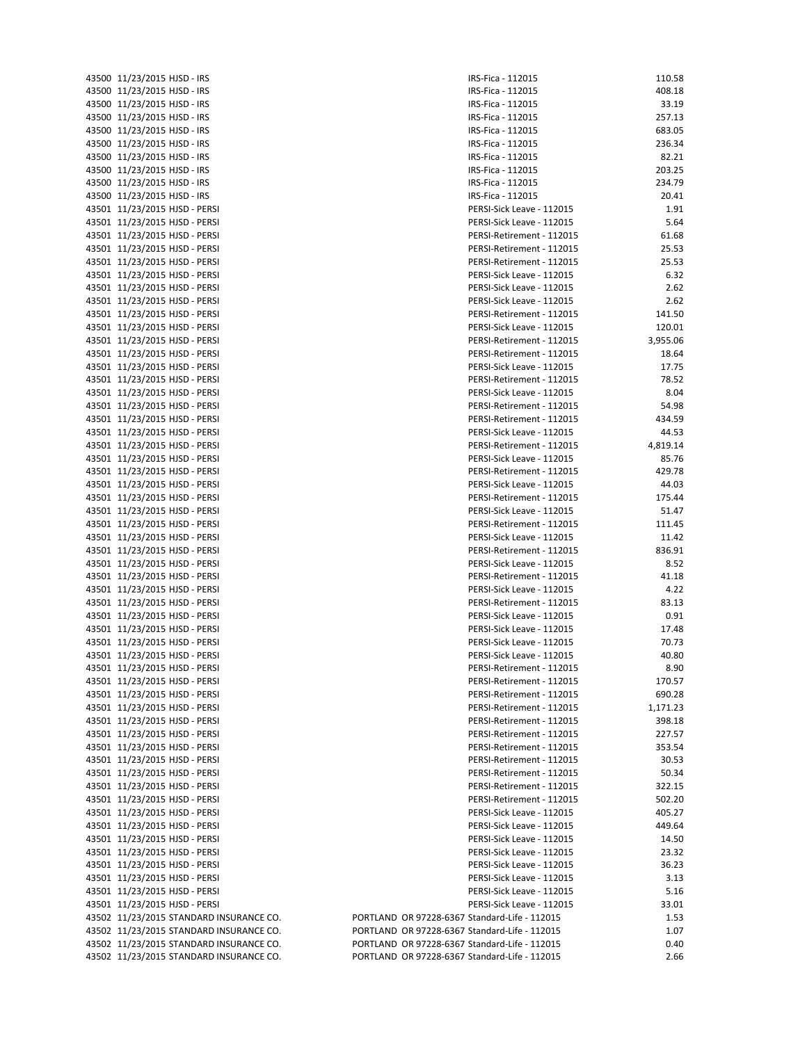| | | | | | |
|---|---|---|---|---|---|
| 43500 | 11/23/2015 | HJSD - IRS | | IRS-Fica - 112015 | 110.58 |
| 43500 | 11/23/2015 | HJSD - IRS | | IRS-Fica - 112015 | 408.18 |
| 43500 | 11/23/2015 | HJSD - IRS | | IRS-Fica - 112015 | 33.19 |
| 43500 | 11/23/2015 | HJSD - IRS | | IRS-Fica - 112015 | 257.13 |
| 43500 | 11/23/2015 | HJSD - IRS | | IRS-Fica - 112015 | 683.05 |
| 43500 | 11/23/2015 | HJSD - IRS | | IRS-Fica - 112015 | 236.34 |
| 43500 | 11/23/2015 | HJSD - IRS | | IRS-Fica - 112015 | 82.21 |
| 43500 | 11/23/2015 | HJSD - IRS | | IRS-Fica - 112015 | 203.25 |
| 43500 | 11/23/2015 | HJSD - IRS | | IRS-Fica - 112015 | 234.79 |
| 43500 | 11/23/2015 | HJSD - IRS | | IRS-Fica - 112015 | 20.41 |
| 43501 | 11/23/2015 | HJSD - PERSI | | PERSI-Sick Leave - 112015 | 1.91 |
| 43501 | 11/23/2015 | HJSD - PERSI | | PERSI-Sick Leave - 112015 | 5.64 |
| 43501 | 11/23/2015 | HJSD - PERSI | | PERSI-Retirement - 112015 | 61.68 |
| 43501 | 11/23/2015 | HJSD - PERSI | | PERSI-Retirement - 112015 | 25.53 |
| 43501 | 11/23/2015 | HJSD - PERSI | | PERSI-Retirement - 112015 | 25.53 |
| 43501 | 11/23/2015 | HJSD - PERSI | | PERSI-Sick Leave - 112015 | 6.32 |
| 43501 | 11/23/2015 | HJSD - PERSI | | PERSI-Sick Leave - 112015 | 2.62 |
| 43501 | 11/23/2015 | HJSD - PERSI | | PERSI-Sick Leave - 112015 | 2.62 |
| 43501 | 11/23/2015 | HJSD - PERSI | | PERSI-Retirement - 112015 | 141.50 |
| 43501 | 11/23/2015 | HJSD - PERSI | | PERSI-Sick Leave - 112015 | 120.01 |
| 43501 | 11/23/2015 | HJSD - PERSI | | PERSI-Retirement - 112015 | 3,955.06 |
| 43501 | 11/23/2015 | HJSD - PERSI | | PERSI-Retirement - 112015 | 18.64 |
| 43501 | 11/23/2015 | HJSD - PERSI | | PERSI-Sick Leave - 112015 | 17.75 |
| 43501 | 11/23/2015 | HJSD - PERSI | | PERSI-Retirement - 112015 | 78.52 |
| 43501 | 11/23/2015 | HJSD - PERSI | | PERSI-Sick Leave - 112015 | 8.04 |
| 43501 | 11/23/2015 | HJSD - PERSI | | PERSI-Retirement - 112015 | 54.98 |
| 43501 | 11/23/2015 | HJSD - PERSI | | PERSI-Retirement - 112015 | 434.59 |
| 43501 | 11/23/2015 | HJSD - PERSI | | PERSI-Sick Leave - 112015 | 44.53 |
| 43501 | 11/23/2015 | HJSD - PERSI | | PERSI-Retirement - 112015 | 4,819.14 |
| 43501 | 11/23/2015 | HJSD - PERSI | | PERSI-Sick Leave - 112015 | 85.76 |
| 43501 | 11/23/2015 | HJSD - PERSI | | PERSI-Retirement - 112015 | 429.78 |
| 43501 | 11/23/2015 | HJSD - PERSI | | PERSI-Sick Leave - 112015 | 44.03 |
| 43501 | 11/23/2015 | HJSD - PERSI | | PERSI-Retirement - 112015 | 175.44 |
| 43501 | 11/23/2015 | HJSD - PERSI | | PERSI-Sick Leave - 112015 | 51.47 |
| 43501 | 11/23/2015 | HJSD - PERSI | | PERSI-Retirement - 112015 | 111.45 |
| 43501 | 11/23/2015 | HJSD - PERSI | | PERSI-Sick Leave - 112015 | 11.42 |
| 43501 | 11/23/2015 | HJSD - PERSI | | PERSI-Retirement - 112015 | 836.91 |
| 43501 | 11/23/2015 | HJSD - PERSI | | PERSI-Sick Leave - 112015 | 8.52 |
| 43501 | 11/23/2015 | HJSD - PERSI | | PERSI-Retirement - 112015 | 41.18 |
| 43501 | 11/23/2015 | HJSD - PERSI | | PERSI-Sick Leave - 112015 | 4.22 |
| 43501 | 11/23/2015 | HJSD - PERSI | | PERSI-Retirement - 112015 | 83.13 |
| 43501 | 11/23/2015 | HJSD - PERSI | | PERSI-Sick Leave - 112015 | 0.91 |
| 43501 | 11/23/2015 | HJSD - PERSI | | PERSI-Sick Leave - 112015 | 17.48 |
| 43501 | 11/23/2015 | HJSD - PERSI | | PERSI-Sick Leave - 112015 | 70.73 |
| 43501 | 11/23/2015 | HJSD - PERSI | | PERSI-Sick Leave - 112015 | 40.80 |
| 43501 | 11/23/2015 | HJSD - PERSI | | PERSI-Retirement - 112015 | 8.90 |
| 43501 | 11/23/2015 | HJSD - PERSI | | PERSI-Retirement - 112015 | 170.57 |
| 43501 | 11/23/2015 | HJSD - PERSI | | PERSI-Retirement - 112015 | 690.28 |
| 43501 | 11/23/2015 | HJSD - PERSI | | PERSI-Retirement - 112015 | 1,171.23 |
| 43501 | 11/23/2015 | HJSD - PERSI | | PERSI-Retirement - 112015 | 398.18 |
| 43501 | 11/23/2015 | HJSD - PERSI | | PERSI-Retirement - 112015 | 227.57 |
| 43501 | 11/23/2015 | HJSD - PERSI | | PERSI-Retirement - 112015 | 353.54 |
| 43501 | 11/23/2015 | HJSD - PERSI | | PERSI-Retirement - 112015 | 30.53 |
| 43501 | 11/23/2015 | HJSD - PERSI | | PERSI-Retirement - 112015 | 50.34 |
| 43501 | 11/23/2015 | HJSD - PERSI | | PERSI-Retirement - 112015 | 322.15 |
| 43501 | 11/23/2015 | HJSD - PERSI | | PERSI-Retirement - 112015 | 502.20 |
| 43501 | 11/23/2015 | HJSD - PERSI | | PERSI-Sick Leave - 112015 | 405.27 |
| 43501 | 11/23/2015 | HJSD - PERSI | | PERSI-Sick Leave - 112015 | 449.64 |
| 43501 | 11/23/2015 | HJSD - PERSI | | PERSI-Sick Leave - 112015 | 14.50 |
| 43501 | 11/23/2015 | HJSD - PERSI | | PERSI-Sick Leave - 112015 | 23.32 |
| 43501 | 11/23/2015 | HJSD - PERSI | | PERSI-Sick Leave - 112015 | 36.23 |
| 43501 | 11/23/2015 | HJSD - PERSI | | PERSI-Sick Leave - 112015 | 3.13 |
| 43501 | 11/23/2015 | HJSD - PERSI | | PERSI-Sick Leave - 112015 | 5.16 |
| 43501 | 11/23/2015 | HJSD - PERSI | | PERSI-Sick Leave - 112015 | 33.01 |
| 43502 | 11/23/2015 | STANDARD INSURANCE CO. | PORTLAND OR 97228-6367 | Standard-Life - 112015 | 1.53 |
| 43502 | 11/23/2015 | STANDARD INSURANCE CO. | PORTLAND OR 97228-6367 | Standard-Life - 112015 | 1.07 |
| 43502 | 11/23/2015 | STANDARD INSURANCE CO. | PORTLAND OR 97228-6367 | Standard-Life - 112015 | 0.40 |
| 43502 | 11/23/2015 | STANDARD INSURANCE CO. | PORTLAND OR 97228-6367 | Standard-Life - 112015 | 2.66 |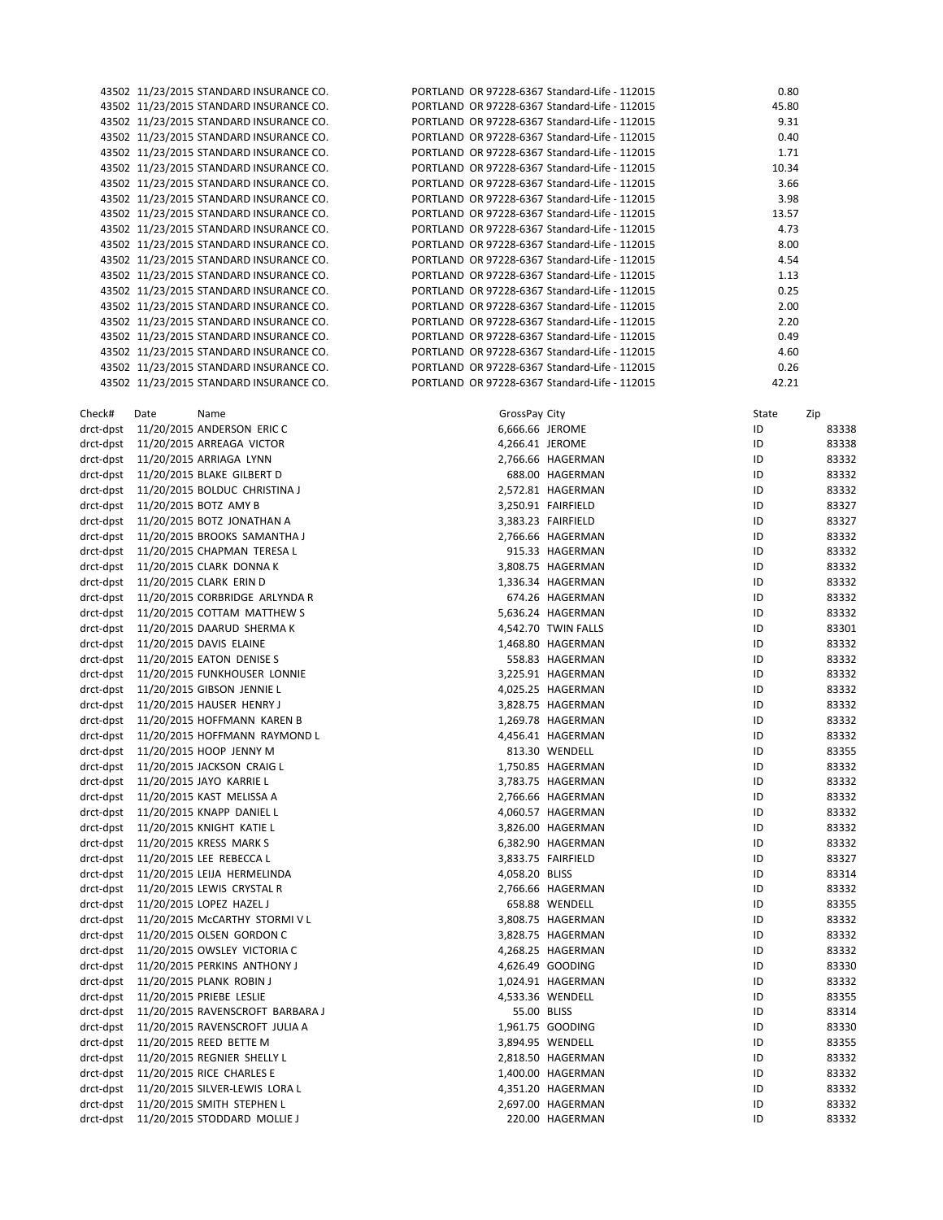| | | | | | |
|---|---|---|---|---|---|
| 43502 | 11/23/2015 | STANDARD INSURANCE CO. | PORTLAND OR 97228-6367 | Standard-Life - 112015 | 0.80 |
| 43502 | 11/23/2015 | STANDARD INSURANCE CO. | PORTLAND OR 97228-6367 | Standard-Life - 112015 | 45.80 |
| 43502 | 11/23/2015 | STANDARD INSURANCE CO. | PORTLAND OR 97228-6367 | Standard-Life - 112015 | 9.31 |
| 43502 | 11/23/2015 | STANDARD INSURANCE CO. | PORTLAND OR 97228-6367 | Standard-Life - 112015 | 0.40 |
| 43502 | 11/23/2015 | STANDARD INSURANCE CO. | PORTLAND OR 97228-6367 | Standard-Life - 112015 | 1.71 |
| 43502 | 11/23/2015 | STANDARD INSURANCE CO. | PORTLAND OR 97228-6367 | Standard-Life - 112015 | 10.34 |
| 43502 | 11/23/2015 | STANDARD INSURANCE CO. | PORTLAND OR 97228-6367 | Standard-Life - 112015 | 3.66 |
| 43502 | 11/23/2015 | STANDARD INSURANCE CO. | PORTLAND OR 97228-6367 | Standard-Life - 112015 | 3.98 |
| 43502 | 11/23/2015 | STANDARD INSURANCE CO. | PORTLAND OR 97228-6367 | Standard-Life - 112015 | 13.57 |
| 43502 | 11/23/2015 | STANDARD INSURANCE CO. | PORTLAND OR 97228-6367 | Standard-Life - 112015 | 4.73 |
| 43502 | 11/23/2015 | STANDARD INSURANCE CO. | PORTLAND OR 97228-6367 | Standard-Life - 112015 | 8.00 |
| 43502 | 11/23/2015 | STANDARD INSURANCE CO. | PORTLAND OR 97228-6367 | Standard-Life - 112015 | 4.54 |
| 43502 | 11/23/2015 | STANDARD INSURANCE CO. | PORTLAND OR 97228-6367 | Standard-Life - 112015 | 1.13 |
| 43502 | 11/23/2015 | STANDARD INSURANCE CO. | PORTLAND OR 97228-6367 | Standard-Life - 112015 | 0.25 |
| 43502 | 11/23/2015 | STANDARD INSURANCE CO. | PORTLAND OR 97228-6367 | Standard-Life - 112015 | 2.00 |
| 43502 | 11/23/2015 | STANDARD INSURANCE CO. | PORTLAND OR 97228-6367 | Standard-Life - 112015 | 2.20 |
| 43502 | 11/23/2015 | STANDARD INSURANCE CO. | PORTLAND OR 97228-6367 | Standard-Life - 112015 | 0.49 |
| 43502 | 11/23/2015 | STANDARD INSURANCE CO. | PORTLAND OR 97228-6367 | Standard-Life - 112015 | 4.60 |
| 43502 | 11/23/2015 | STANDARD INSURANCE CO. | PORTLAND OR 97228-6367 | Standard-Life - 112015 | 0.26 |
| 43502 | 11/23/2015 | STANDARD INSURANCE CO. | PORTLAND OR 97228-6367 | Standard-Life - 112015 | 42.21 |

| Check# | Date | Name | GrossPay | City | State | Zip |
|---|---|---|---|---|---|---|
| drct-dpst | 11/20/2015 | ANDERSON ERIC C | 6,666.66 | JEROME | ID | 83338 |
| drct-dpst | 11/20/2015 | ARREAGA VICTOR | 4,266.41 | JEROME | ID | 83338 |
| drct-dpst | 11/20/2015 | ARRIAGA LYNN | 2,766.66 | HAGERMAN | ID | 83332 |
| drct-dpst | 11/20/2015 | BLAKE GILBERT D | 688.00 | HAGERMAN | ID | 83332 |
| drct-dpst | 11/20/2015 | BOLDUC CHRISTINA J | 2,572.81 | HAGERMAN | ID | 83332 |
| drct-dpst | 11/20/2015 | BOTZ AMY B | 3,250.91 | FAIRFIELD | ID | 83327 |
| drct-dpst | 11/20/2015 | BOTZ JONATHAN A | 3,383.23 | FAIRFIELD | ID | 83327 |
| drct-dpst | 11/20/2015 | BROOKS SAMANTHA J | 2,766.66 | HAGERMAN | ID | 83332 |
| drct-dpst | 11/20/2015 | CHAPMAN TERESA L | 915.33 | HAGERMAN | ID | 83332 |
| drct-dpst | 11/20/2015 | CLARK DONNA K | 3,808.75 | HAGERMAN | ID | 83332 |
| drct-dpst | 11/20/2015 | CLARK ERIN D | 1,336.34 | HAGERMAN | ID | 83332 |
| drct-dpst | 11/20/2015 | CORBRIDGE ARLYNDA R | 674.26 | HAGERMAN | ID | 83332 |
| drct-dpst | 11/20/2015 | COTTAM MATTHEW S | 5,636.24 | HAGERMAN | ID | 83332 |
| drct-dpst | 11/20/2015 | DAARUD SHERMA K | 4,542.70 | TWIN FALLS | ID | 83301 |
| drct-dpst | 11/20/2015 | DAVIS ELAINE | 1,468.80 | HAGERMAN | ID | 83332 |
| drct-dpst | 11/20/2015 | EATON DENISE S | 558.83 | HAGERMAN | ID | 83332 |
| drct-dpst | 11/20/2015 | FUNKHOUSER LONNIE | 3,225.91 | HAGERMAN | ID | 83332 |
| drct-dpst | 11/20/2015 | GIBSON JENNIE L | 4,025.25 | HAGERMAN | ID | 83332 |
| drct-dpst | 11/20/2015 | HAUSER HENRY J | 3,828.75 | HAGERMAN | ID | 83332 |
| drct-dpst | 11/20/2015 | HOFFMANN KAREN B | 1,269.78 | HAGERMAN | ID | 83332 |
| drct-dpst | 11/20/2015 | HOFFMANN RAYMOND L | 4,456.41 | HAGERMAN | ID | 83332 |
| drct-dpst | 11/20/2015 | HOOP JENNY M | 813.30 | WENDELL | ID | 83355 |
| drct-dpst | 11/20/2015 | JACKSON CRAIG L | 1,750.85 | HAGERMAN | ID | 83332 |
| drct-dpst | 11/20/2015 | JAYO KARRIE L | 3,783.75 | HAGERMAN | ID | 83332 |
| drct-dpst | 11/20/2015 | KAST MELISSA A | 2,766.66 | HAGERMAN | ID | 83332 |
| drct-dpst | 11/20/2015 | KNAPP DANIEL L | 4,060.57 | HAGERMAN | ID | 83332 |
| drct-dpst | 11/20/2015 | KNIGHT KATIE L | 3,826.00 | HAGERMAN | ID | 83332 |
| drct-dpst | 11/20/2015 | KRESS MARK S | 6,382.90 | HAGERMAN | ID | 83332 |
| drct-dpst | 11/20/2015 | LEE REBECCA L | 3,833.75 | FAIRFIELD | ID | 83327 |
| drct-dpst | 11/20/2015 | LEIJA HERMELINDA | 4,058.20 | BLISS | ID | 83314 |
| drct-dpst | 11/20/2015 | LEWIS CRYSTAL R | 2,766.66 | HAGERMAN | ID | 83332 |
| drct-dpst | 11/20/2015 | LOPEZ HAZEL J | 658.88 | WENDELL | ID | 83355 |
| drct-dpst | 11/20/2015 | McCARTHY STORMI V L | 3,808.75 | HAGERMAN | ID | 83332 |
| drct-dpst | 11/20/2015 | OLSEN GORDON C | 3,828.75 | HAGERMAN | ID | 83332 |
| drct-dpst | 11/20/2015 | OWSLEY VICTORIA C | 4,268.25 | HAGERMAN | ID | 83332 |
| drct-dpst | 11/20/2015 | PERKINS ANTHONY J | 4,626.49 | GOODING | ID | 83330 |
| drct-dpst | 11/20/2015 | PLANK ROBIN J | 1,024.91 | HAGERMAN | ID | 83332 |
| drct-dpst | 11/20/2015 | PRIEBE LESLIE | 4,533.36 | WENDELL | ID | 83355 |
| drct-dpst | 11/20/2015 | RAVENSCROFT BARBARA J | 55.00 | BLISS | ID | 83314 |
| drct-dpst | 11/20/2015 | RAVENSCROFT JULIA A | 1,961.75 | GOODING | ID | 83330 |
| drct-dpst | 11/20/2015 | REED BETTE M | 3,894.95 | WENDELL | ID | 83355 |
| drct-dpst | 11/20/2015 | REGNIER SHELLY L | 2,818.50 | HAGERMAN | ID | 83332 |
| drct-dpst | 11/20/2015 | RICE CHARLES E | 1,400.00 | HAGERMAN | ID | 83332 |
| drct-dpst | 11/20/2015 | SILVER-LEWIS LORA L | 4,351.20 | HAGERMAN | ID | 83332 |
| drct-dpst | 11/20/2015 | SMITH STEPHEN L | 2,697.00 | HAGERMAN | ID | 83332 |
| drct-dpst | 11/20/2015 | STODDARD MOLLIE J | 220.00 | HAGERMAN | ID | 83332 |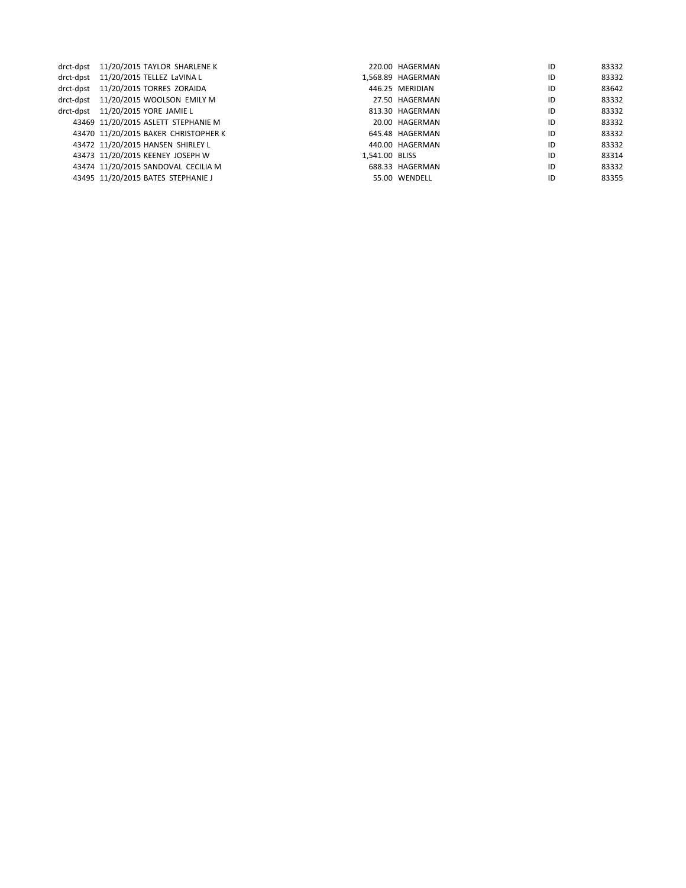| | | | | | | |
|---|---|---|---|---|---|---|
| drct-dpst | 11/20/2015 | TAYLOR SHARLENE K | 220.00 | HAGERMAN | ID | 83332 |
| drct-dpst | 11/20/2015 | TELLEZ LaVINA L | 1,568.89 | HAGERMAN | ID | 83332 |
| drct-dpst | 11/20/2015 | TORRES ZORAIDA | 446.25 | MERIDIAN | ID | 83642 |
| drct-dpst | 11/20/2015 | WOOLSON EMILY M | 27.50 | HAGERMAN | ID | 83332 |
| drct-dpst | 11/20/2015 | YORE JAMIE L | 813.30 | HAGERMAN | ID | 83332 |
| 43469 | 11/20/2015 | ASLETT STEPHANIE M | 20.00 | HAGERMAN | ID | 83332 |
| 43470 | 11/20/2015 | BAKER CHRISTOPHER K | 645.48 | HAGERMAN | ID | 83332 |
| 43472 | 11/20/2015 | HANSEN SHIRLEY L | 440.00 | HAGERMAN | ID | 83332 |
| 43473 | 11/20/2015 | KEENEY JOSEPH W | 1,541.00 | BLISS | ID | 83314 |
| 43474 | 11/20/2015 | SANDOVAL CECILIA M | 688.33 | HAGERMAN | ID | 83332 |
| 43495 | 11/20/2015 | BATES STEPHANIE J | 55.00 | WENDELL | ID | 83355 |